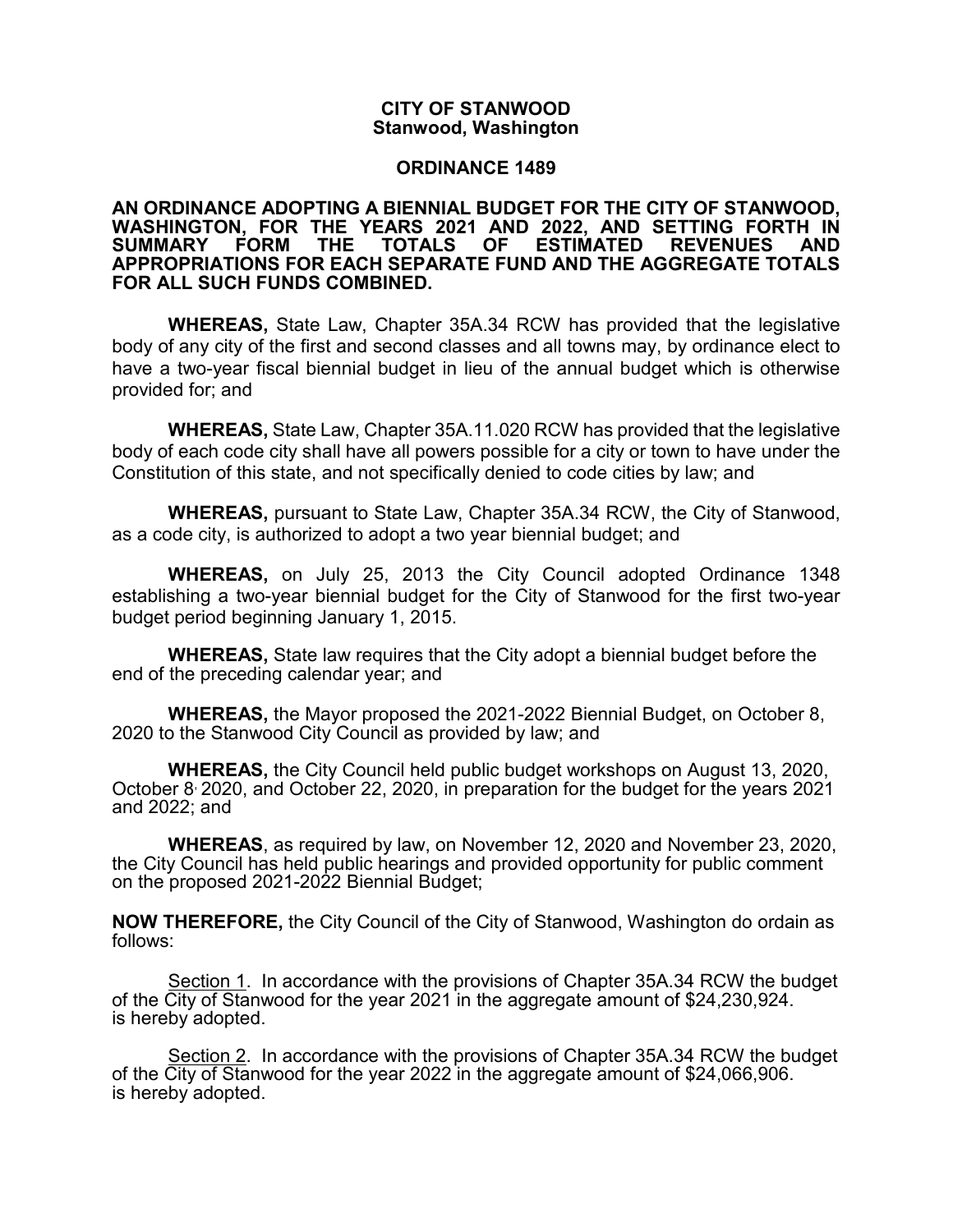**CITY OF STANWOOD**
**Stanwood, Washington**

**ORDINANCE 1489**

**AN ORDINANCE ADOPTING A BIENNIAL BUDGET FOR THE CITY OF STANWOOD, WASHINGTON, FOR THE YEARS 2021 AND 2022, AND SETTING FORTH IN SUMMARY FORM THE TOTALS OF ESTIMATED REVENUES AND APPROPRIATIONS FOR EACH SEPARATE FUND AND THE AGGREGATE TOTALS FOR ALL SUCH FUNDS COMBINED.**

**WHEREAS,** State Law, Chapter 35A.34 RCW has provided that the legislative body of any city of the first and second classes and all towns may, by ordinance elect to have a two-year fiscal biennial budget in lieu of the annual budget which is otherwise provided for; and

**WHEREAS,** State Law, Chapter 35A.11.020 RCW has provided that the legislative body of each code city shall have all powers possible for a city or town to have under the Constitution of this state, and not specifically denied to code cities by law; and

**WHEREAS,** pursuant to State Law, Chapter 35A.34 RCW, the City of Stanwood, as a code city, is authorized to adopt a two year biennial budget; and

**WHEREAS,** on July 25, 2013 the City Council adopted Ordinance 1348 establishing a two-year biennial budget for the City of Stanwood for the first two-year budget period beginning January 1, 2015.

**WHEREAS,** State law requires that the City adopt a biennial budget before the end of the preceding calendar year; and

**WHEREAS,** the Mayor proposed the 2021-2022 Biennial Budget, on October 8, 2020 to the Stanwood City Council as provided by law; and

**WHEREAS,** the City Council held public budget workshops on August 13, 2020, October 8, 2020, and October 22, 2020, in preparation for the budget for the years 2021 and 2022; and

**WHEREAS**, as required by law, on November 12, 2020 and November 23, 2020, the City Council has held public hearings and provided opportunity for public comment on the proposed 2021-2022 Biennial Budget;

**NOW THEREFORE,** the City Council of the City of Stanwood, Washington do ordain as follows:

Section 1. In accordance with the provisions of Chapter 35A.34 RCW the budget of the City of Stanwood for the year 2021 in the aggregate amount of $24,230,924. is hereby adopted.

Section 2. In accordance with the provisions of Chapter 35A.34 RCW the budget of the City of Stanwood for the year 2022 in the aggregate amount of $24,066,906. is hereby adopted.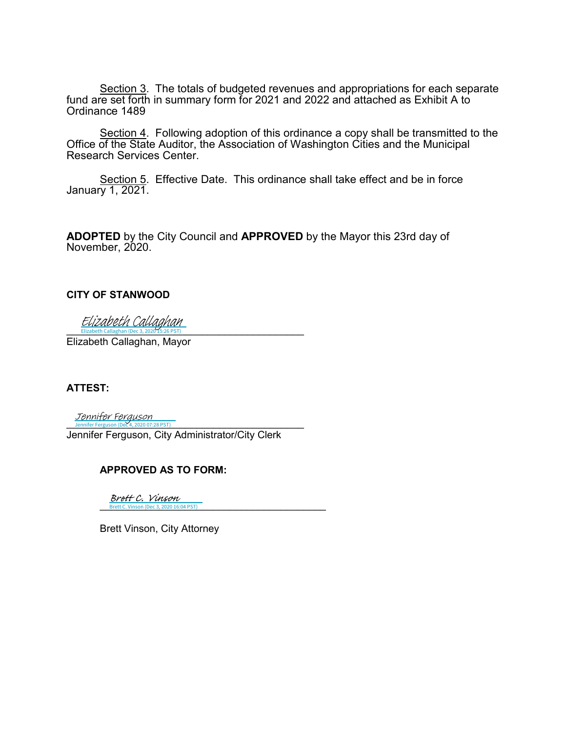Section 3. The totals of budgeted revenues and appropriations for each separate fund are set forth in summary form for 2021 and 2022 and attached as Exhibit A to Ordinance 1489

Section 4. Following adoption of this ordinance a copy shall be transmitted to the Office of the State Auditor, the Association of Washington Cities and the Municipal Research Services Center.

Section 5. Effective Date. This ordinance shall take effect and be in force January 1, 2021.

**ADOPTED** by the City Council and **APPROVED** by the Mayor this 23rd day of November, 2020.

**CITY OF STANWOOD**

Elizabeth Callaghan
Elizabeth Callaghan (Dec 3, 2020 15:26 PST)

Elizabeth Callaghan, Mayor

**ATTEST:**

Jennifer Ferguson
Jennifer Ferguson (Dec 4, 2020 07:28 PST)

Jennifer Ferguson, City Administrator/City Clerk

**APPROVED AS TO FORM:**

Brett C. Vinson
Brett C. Vinson (Dec 3, 2020 16:04 PST)

Brett Vinson, City Attorney